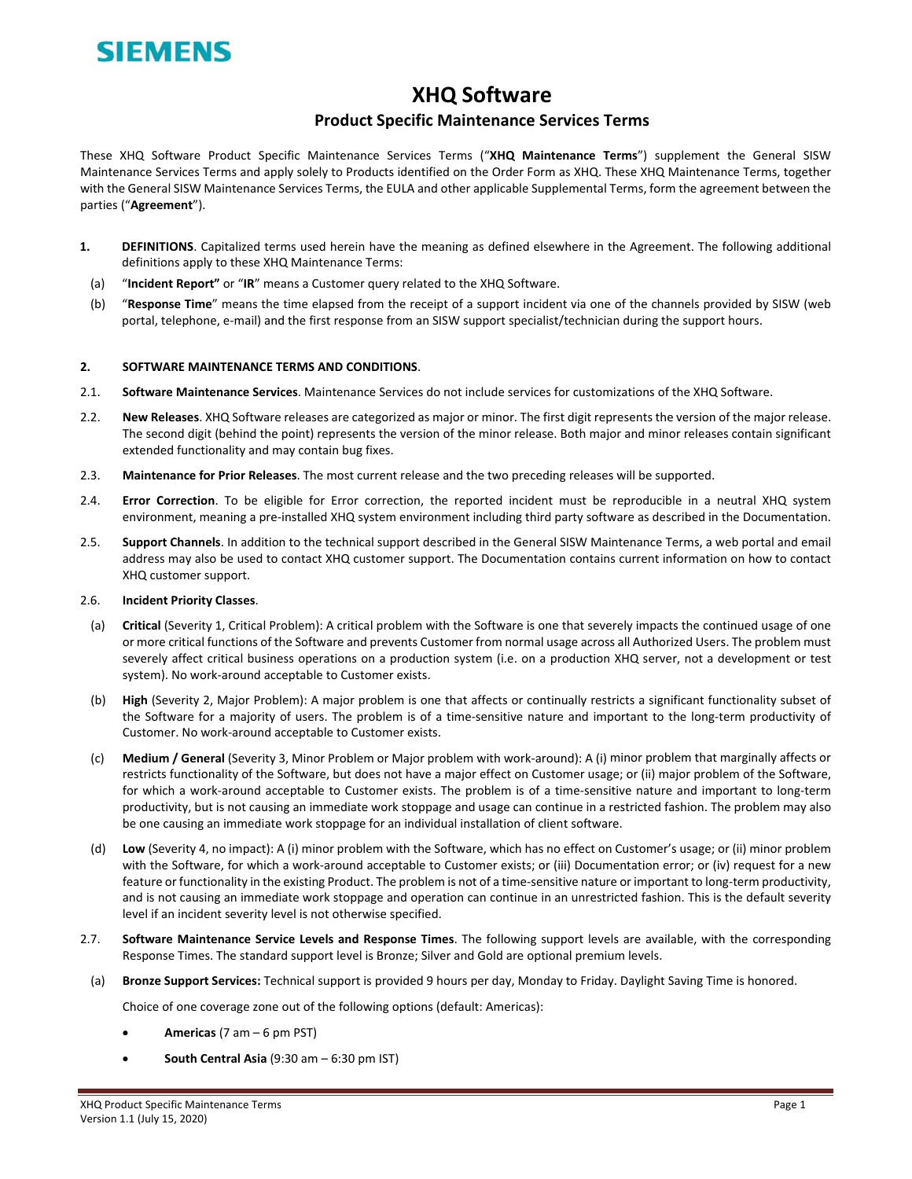SIEMENS

# XHQ Software

## Product Specific Maintenance Services Terms

These XHQ Software Product Specific Maintenance Services Terms ("**XHQ Maintenance Terms**") supplement the General SISW Maintenance Services Terms and apply solely to Products identified on the Order Form as XHQ. These XHQ Maintenance Terms, together with the General SISW Maintenance Services Terms, the EULA and other applicable Supplemental Terms, form the agreement between the parties ("**Agreement**").

**1. DEFINITIONS**. Capitalized terms used herein have the meaning as defined elsewhere in the Agreement. The following additional definitions apply to these XHQ Maintenance Terms:

(a) "**Incident Report"** or "**IR**" means a Customer query related to the XHQ Software.

(b) "**Response Time**" means the time elapsed from the receipt of a support incident via one of the channels provided by SISW (web portal, telephone, e-mail) and the first response from an SISW support specialist/technician during the support hours.

**2. SOFTWARE MAINTENANCE TERMS AND CONDITIONS**.

2.1. **Software Maintenance Services**. Maintenance Services do not include services for customizations of the XHQ Software.

2.2. **New Releases**. XHQ Software releases are categorized as major or minor. The first digit represents the version of the major release. The second digit (behind the point) represents the version of the minor release. Both major and minor releases contain significant extended functionality and may contain bug fixes.

2.3. **Maintenance for Prior Releases**. The most current release and the two preceding releases will be supported.

2.4. **Error Correction**. To be eligible for Error correction, the reported incident must be reproducible in a neutral XHQ system environment, meaning a pre-installed XHQ system environment including third party software as described in the Documentation.

2.5. **Support Channels**. In addition to the technical support described in the General SISW Maintenance Terms, a web portal and email address may also be used to contact XHQ customer support. The Documentation contains current information on how to contact XHQ customer support.

2.6. **Incident Priority Classes**.

(a) **Critical** (Severity 1, Critical Problem): A critical problem with the Software is one that severely impacts the continued usage of one or more critical functions of the Software and prevents Customer from normal usage across all Authorized Users. The problem must severely affect critical business operations on a production system (i.e. on a production XHQ server, not a development or test system). No work-around acceptable to Customer exists.

(b) **High** (Severity 2, Major Problem): A major problem is one that affects or continually restricts a significant functionality subset of the Software for a majority of users. The problem is of a time-sensitive nature and important to the long-term productivity of Customer. No work-around acceptable to Customer exists.

(c) **Medium / General** (Severity 3, Minor Problem or Major problem with work-around): A (i) minor problem that marginally affects or restricts functionality of the Software, but does not have a major effect on Customer usage; or (ii) major problem of the Software, for which a work-around acceptable to Customer exists. The problem is of a time-sensitive nature and important to long-term productivity, but is not causing an immediate work stoppage and usage can continue in a restricted fashion. The problem may also be one causing an immediate work stoppage for an individual installation of client software.

(d) **Low** (Severity 4, no impact): A (i) minor problem with the Software, which has no effect on Customer's usage; or (ii) minor problem with the Software, for which a work-around acceptable to Customer exists; or (iii) Documentation error; or (iv) request for a new feature or functionality in the existing Product. The problem is not of a time-sensitive nature or important to long-term productivity, and is not causing an immediate work stoppage and operation can continue in an unrestricted fashion. This is the default severity level if an incident severity level is not otherwise specified.

2.7. **Software Maintenance Service Levels and Response Times**. The following support levels are available, with the corresponding Response Times. The standard support level is Bronze; Silver and Gold are optional premium levels.

(a) **Bronze Support Services:** Technical support is provided 9 hours per day, Monday to Friday. Daylight Saving Time is honored.

Choice of one coverage zone out of the following options (default: Americas):

- **Americas** (7 am – 6 pm PST)
- **South Central Asia** (9:30 am – 6:30 pm IST)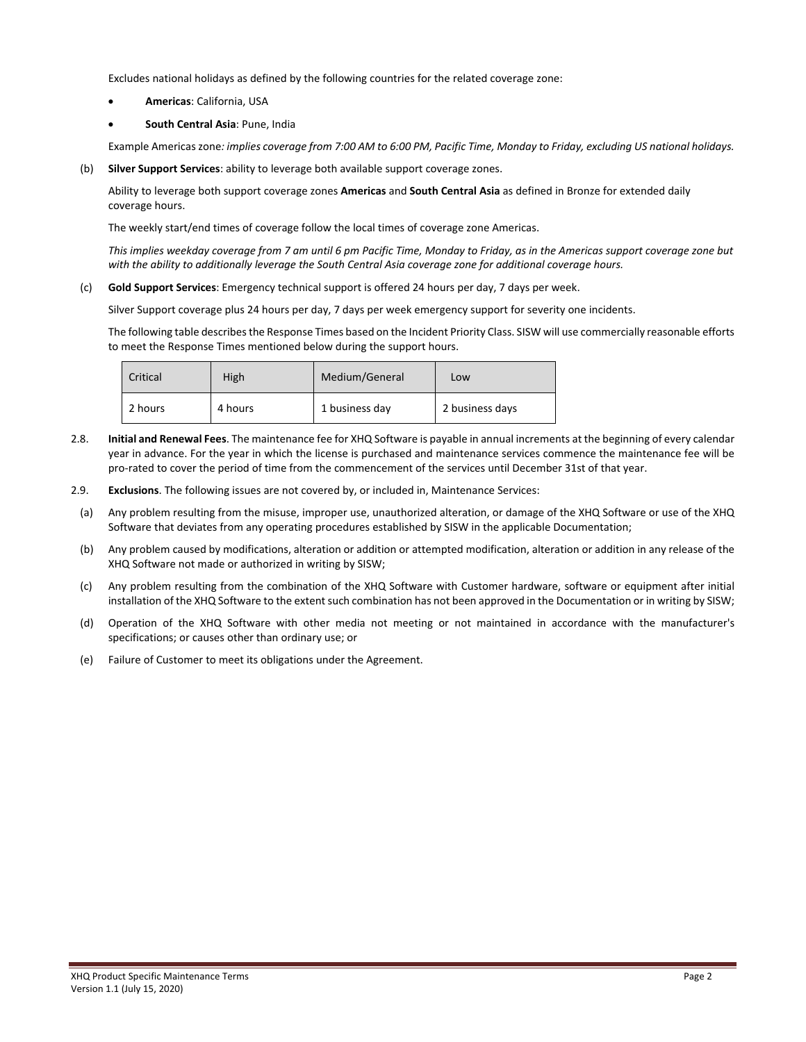Excludes national holidays as defined by the following countries for the related coverage zone:

- **Americas**: California, USA
- **South Central Asia**: Pune, India

Example Americas zone*: implies coverage from 7:00 AM to 6:00 PM, Pacific Time, Monday to Friday, excluding US national holidays.*

(b) **Silver Support Services**: ability to leverage both available support coverage zones.

Ability to leverage both support coverage zones **Americas** and **South Central Asia** as defined in Bronze for extended daily coverage hours.

The weekly start/end times of coverage follow the local times of coverage zone Americas.

*This implies weekday coverage from 7 am until 6 pm Pacific Time, Monday to Friday, as in the Americas support coverage zone but with the ability to additionally leverage the South Central Asia coverage zone for additional coverage hours.*

(c) **Gold Support Services**: Emergency technical support is offered 24 hours per day, 7 days per week.

Silver Support coverage plus 24 hours per day, 7 days per week emergency support for severity one incidents.

The following table describes the Response Times based on the Incident Priority Class. SISW will use commercially reasonable efforts to meet the Response Times mentioned below during the support hours.

| Critical | High | Medium/General | Low |
|---|---|---|---|
| 2 hours | 4 hours | 1 business day | 2 business days |

2.8. **Initial and Renewal Fees**. The maintenance fee for XHQ Software is payable in annual increments at the beginning of every calendar year in advance. For the year in which the license is purchased and maintenance services commence the maintenance fee will be pro-rated to cover the period of time from the commencement of the services until December 31st of that year.

2.9. **Exclusions**. The following issues are not covered by, or included in, Maintenance Services:

(a) Any problem resulting from the misuse, improper use, unauthorized alteration, or damage of the XHQ Software or use of the XHQ Software that deviates from any operating procedures established by SISW in the applicable Documentation;

(b) Any problem caused by modifications, alteration or addition or attempted modification, alteration or addition in any release of the XHQ Software not made or authorized in writing by SISW;

(c) Any problem resulting from the combination of the XHQ Software with Customer hardware, software or equipment after initial installation of the XHQ Software to the extent such combination has not been approved in the Documentation or in writing by SISW;

(d) Operation of the XHQ Software with other media not meeting or not maintained in accordance with the manufacturer's specifications; or causes other than ordinary use; or

(e) Failure of Customer to meet its obligations under the Agreement.